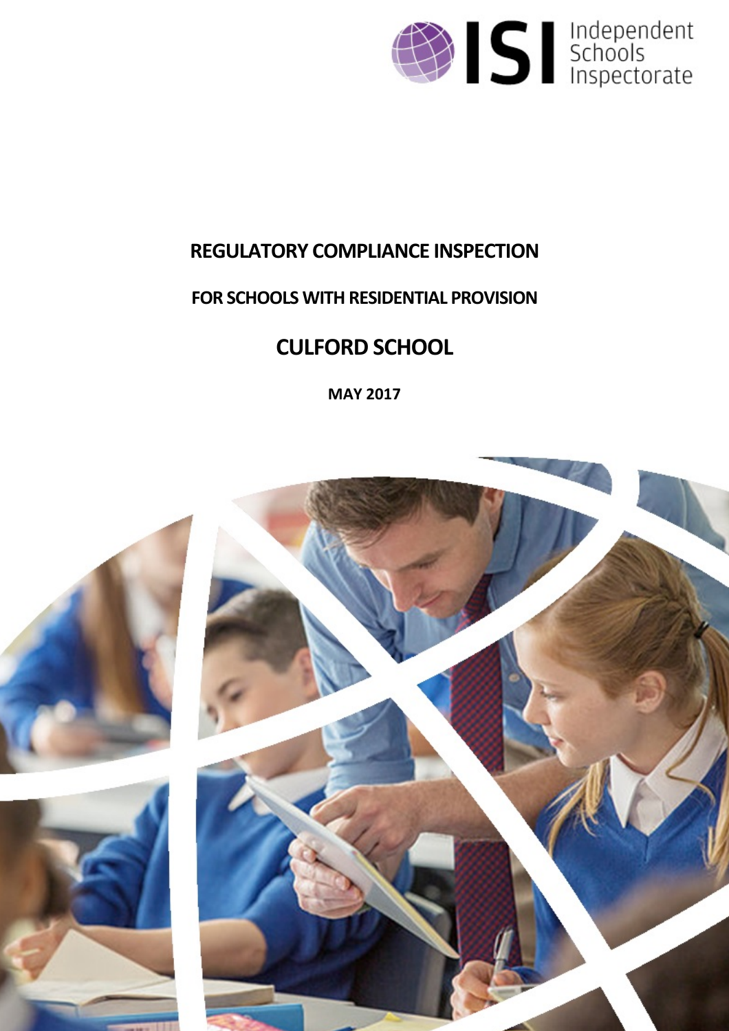Independent Schools Inspectorate

# REGULATORY COMPLIANCE INSPECTION

## FOR SCHOOLS WITH RESIDENTIAL PROVISION

# CULFORD SCHOOL

**MAY 2017**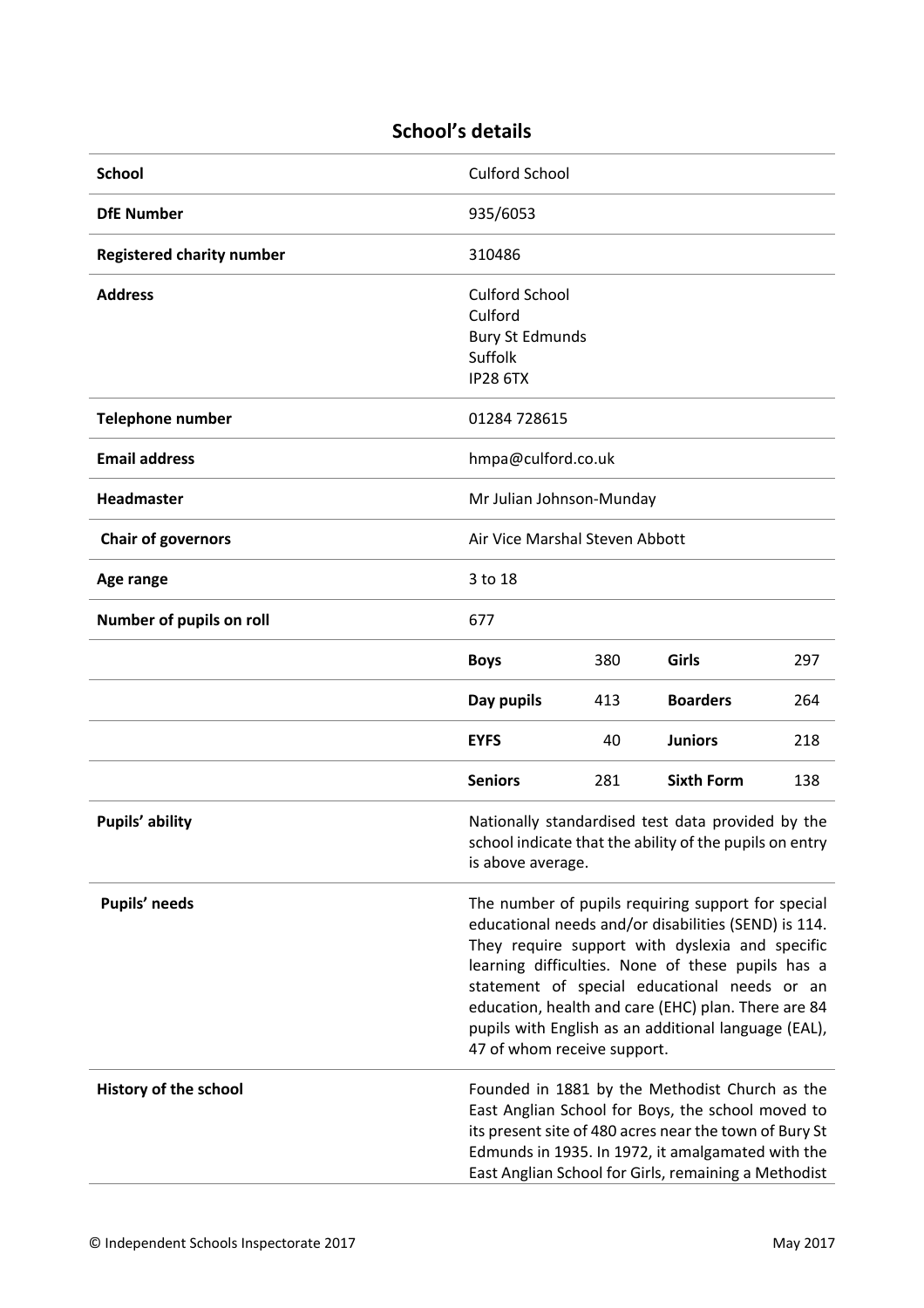## School's details

| School | Culford School | | | |
|---|---|---|---|---|
| **DfE Number** | 935/6053 | | | |
| **Registered charity number** | 310486 | | | |
| **Address** | Culford School<br>Culford<br>Bury St Edmunds<br>Suffolk<br>IP28 6TX | | | |
| **Telephone number** | 01284 728615 | | | |
| **Email address** | hmpa@culford.co.uk | | | |
| **Headmaster** | Mr Julian Johnson-Munday | | | |
| **Chair of governors** | Air Vice Marshal Steven Abbott | | | |
| **Age range** | 3 to 18 | | | |
| **Number of pupils on roll** | 677 | | | |
| | **Boys** | 380 | **Girls** | 297 |
| | **Day pupils** | 413 | **Boarders** | 264 |
| | **EYFS** | 40 | **Juniors** | 218 |
| | **Seniors** | 281 | **Sixth Form** | 138 |
| **Pupils' ability** | Nationally standardised test data provided by the school indicate that the ability of the pupils on entry is above average. | | | |
| **Pupils' needs** | The number of pupils requiring support for special educational needs and/or disabilities (SEND) is 114. They require support with dyslexia and specific learning difficulties. None of these pupils has a statement of special educational needs or an education, health and care (EHC) plan. There are 84 pupils with English as an additional language (EAL), 47 of whom receive support. | | | |
| **History of the school** | Founded in 1881 by the Methodist Church as the East Anglian School for Boys, the school moved to its present site of 480 acres near the town of Bury St Edmunds in 1935. In 1972, it amalgamated with the East Anglian School for Girls, remaining a Methodist | | | |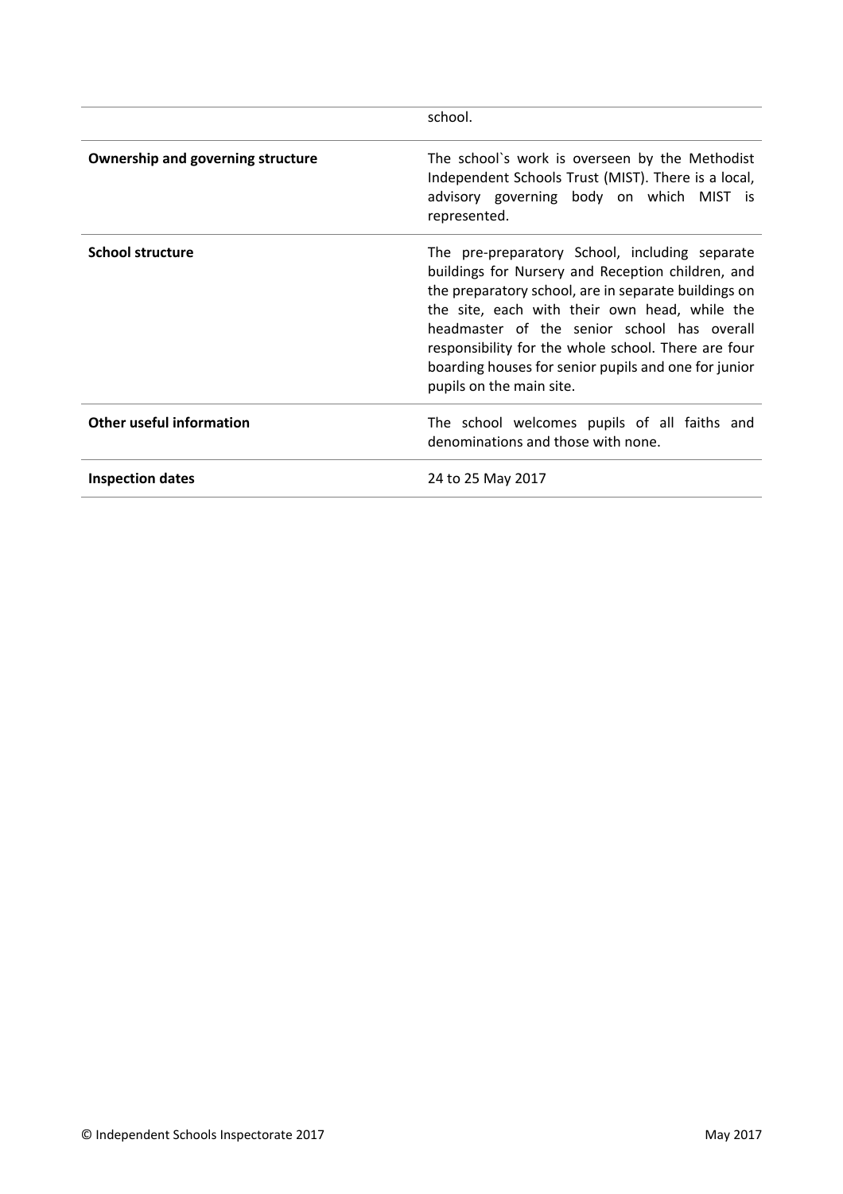| | |
|---|---|
| | school. |
| **Ownership and governing structure** | The school`s work is overseen by the Methodist Independent Schools Trust (MIST). There is a local, advisory governing body on which MIST is represented. |
| **School structure** | The pre-preparatory School, including separate buildings for Nursery and Reception children, and the preparatory school, are in separate buildings on the site, each with their own head, while the headmaster of the senior school has overall responsibility for the whole school. There are four boarding houses for senior pupils and one for junior pupils on the main site. |
| **Other useful information** | The school welcomes pupils of all faiths and denominations and those with none. |
| **Inspection dates** | 24 to 25 May 2017 |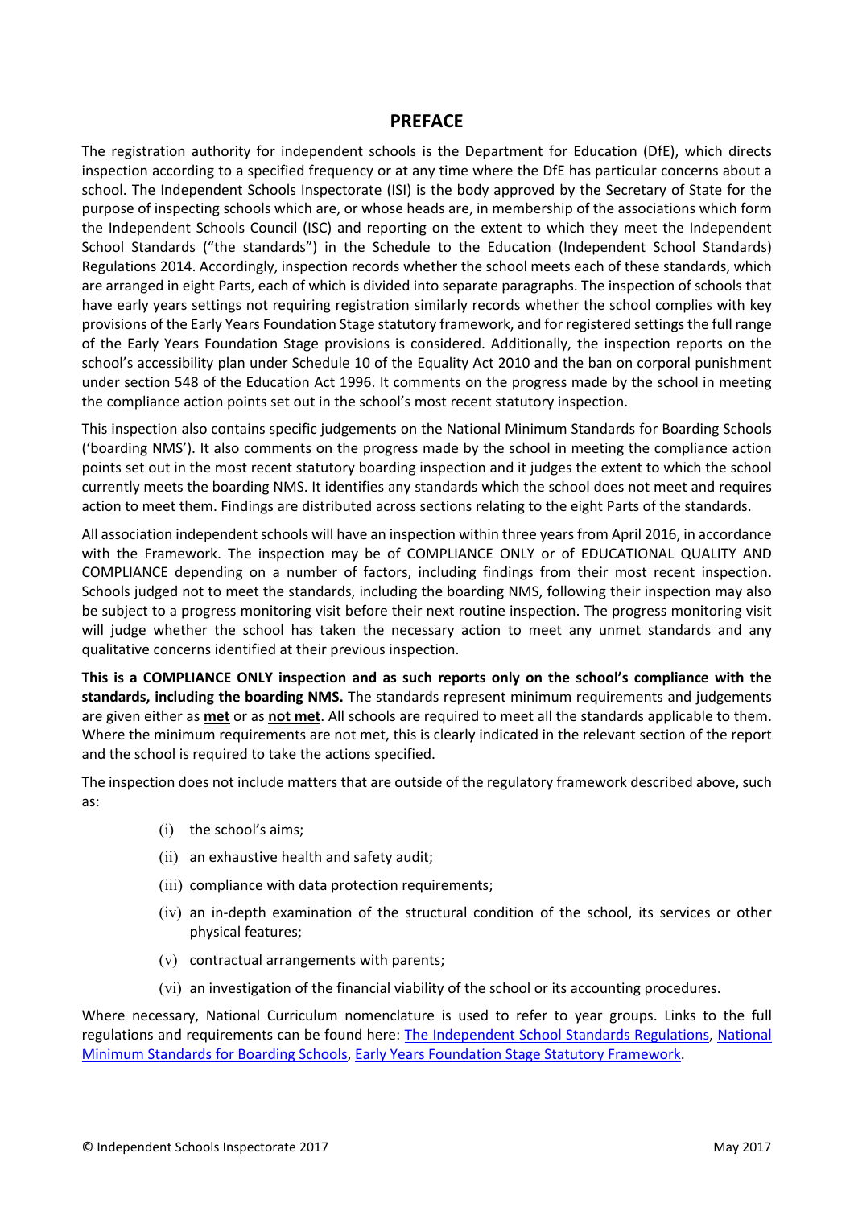## PREFACE

The registration authority for independent schools is the Department for Education (DfE), which directs inspection according to a specified frequency or at any time where the DfE has particular concerns about a school. The Independent Schools Inspectorate (ISI) is the body approved by the Secretary of State for the purpose of inspecting schools which are, or whose heads are, in membership of the associations which form the Independent Schools Council (ISC) and reporting on the extent to which they meet the Independent School Standards ("the standards") in the Schedule to the Education (Independent School Standards) Regulations 2014. Accordingly, inspection records whether the school meets each of these standards, which are arranged in eight Parts, each of which is divided into separate paragraphs. The inspection of schools that have early years settings not requiring registration similarly records whether the school complies with key provisions of the Early Years Foundation Stage statutory framework, and for registered settings the full range of the Early Years Foundation Stage provisions is considered. Additionally, the inspection reports on the school's accessibility plan under Schedule 10 of the Equality Act 2010 and the ban on corporal punishment under section 548 of the Education Act 1996. It comments on the progress made by the school in meeting the compliance action points set out in the school's most recent statutory inspection.

This inspection also contains specific judgements on the National Minimum Standards for Boarding Schools ('boarding NMS'). It also comments on the progress made by the school in meeting the compliance action points set out in the most recent statutory boarding inspection and it judges the extent to which the school currently meets the boarding NMS. It identifies any standards which the school does not meet and requires action to meet them. Findings are distributed across sections relating to the eight Parts of the standards.

All association independent schools will have an inspection within three years from April 2016, in accordance with the Framework. The inspection may be of COMPLIANCE ONLY or of EDUCATIONAL QUALITY AND COMPLIANCE depending on a number of factors, including findings from their most recent inspection. Schools judged not to meet the standards, including the boarding NMS, following their inspection may also be subject to a progress monitoring visit before their next routine inspection. The progress monitoring visit will judge whether the school has taken the necessary action to meet any unmet standards and any qualitative concerns identified at their previous inspection.

**This is a COMPLIANCE ONLY inspection and as such reports only on the school's compliance with the standards, including the boarding NMS.** The standards represent minimum requirements and judgements are given either as **met** or as **not met**. All schools are required to meet all the standards applicable to them. Where the minimum requirements are not met, this is clearly indicated in the relevant section of the report and the school is required to take the actions specified.

The inspection does not include matters that are outside of the regulatory framework described above, such as:

(i) the school's aims;

(ii) an exhaustive health and safety audit;

(iii) compliance with data protection requirements;

(iv) an in-depth examination of the structural condition of the school, its services or other physical features;

(v) contractual arrangements with parents;

(vi) an investigation of the financial viability of the school or its accounting procedures.

Where necessary, National Curriculum nomenclature is used to refer to year groups. Links to the full regulations and requirements can be found here: The Independent School Standards Regulations, National Minimum Standards for Boarding Schools, Early Years Foundation Stage Statutory Framework.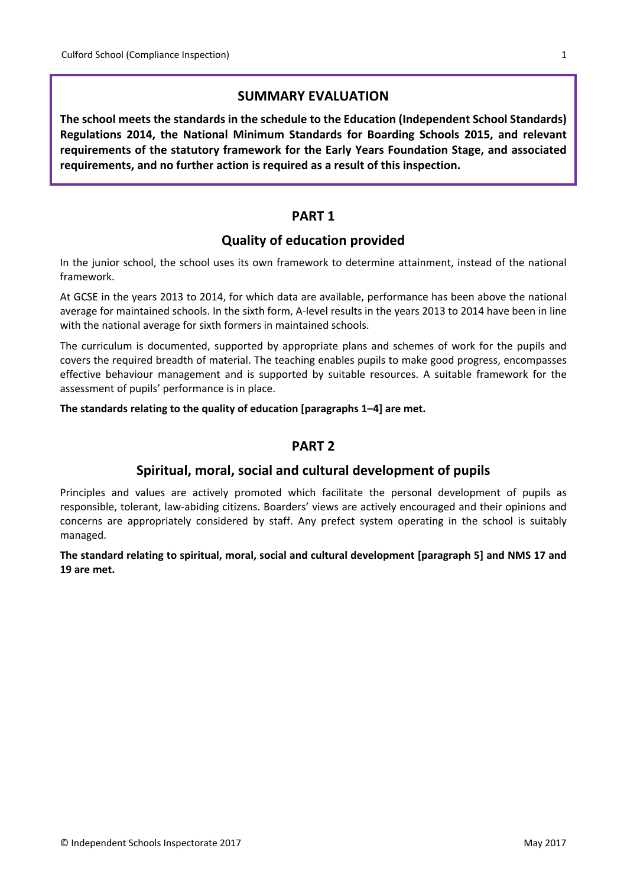## SUMMARY EVALUATION

**The school meets the standards in the schedule to the Education (Independent School Standards) Regulations 2014, the National Minimum Standards for Boarding Schools 2015, and relevant requirements of the statutory framework for the Early Years Foundation Stage, and associated requirements, and no further action is required as a result of this inspection.**

## PART 1

### Quality of education provided

In the junior school, the school uses its own framework to determine attainment, instead of the national framework.

At GCSE in the years 2013 to 2014, for which data are available, performance has been above the national average for maintained schools. In the sixth form, A-level results in the years 2013 to 2014 have been in line with the national average for sixth formers in maintained schools.

The curriculum is documented, supported by appropriate plans and schemes of work for the pupils and covers the required breadth of material. The teaching enables pupils to make good progress, encompasses effective behaviour management and is supported by suitable resources. A suitable framework for the assessment of pupils' performance is in place.

**The standards relating to the quality of education [paragraphs 1–4] are met.**

## PART 2

### Spiritual, moral, social and cultural development of pupils

Principles and values are actively promoted which facilitate the personal development of pupils as responsible, tolerant, law-abiding citizens. Boarders' views are actively encouraged and their opinions and concerns are appropriately considered by staff. Any prefect system operating in the school is suitably managed.

**The standard relating to spiritual, moral, social and cultural development [paragraph 5] and NMS 17 and 19 are met.**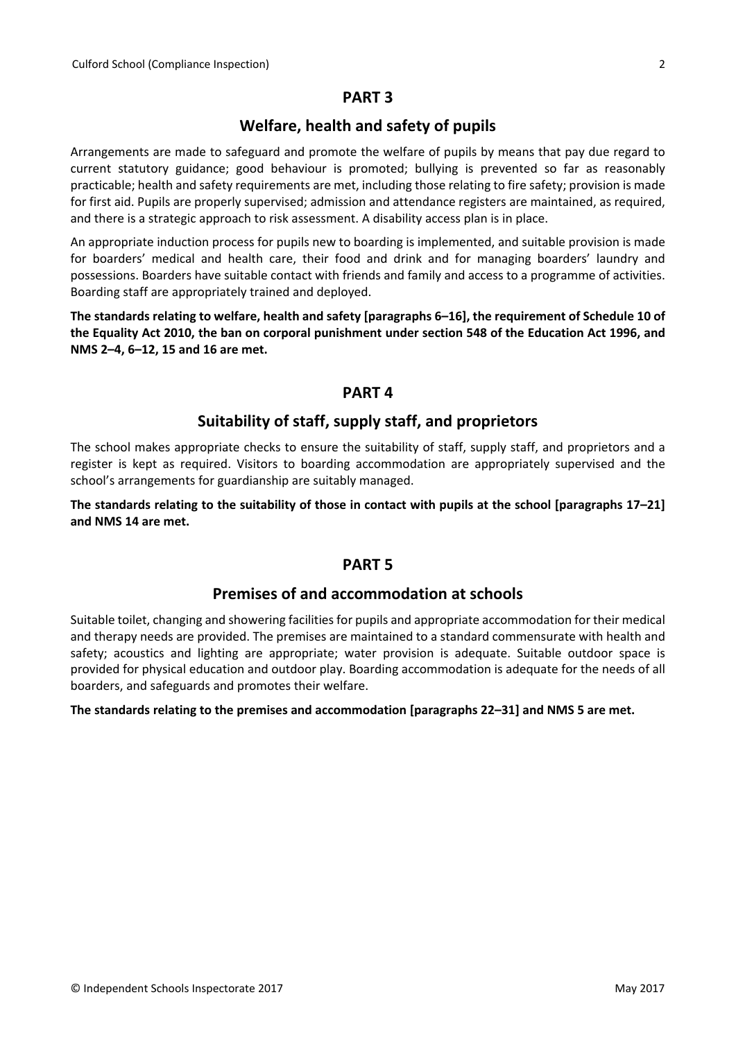## PART 3

### Welfare, health and safety of pupils

Arrangements are made to safeguard and promote the welfare of pupils by means that pay due regard to current statutory guidance; good behaviour is promoted; bullying is prevented so far as reasonably practicable; health and safety requirements are met, including those relating to fire safety; provision is made for first aid. Pupils are properly supervised; admission and attendance registers are maintained, as required, and there is a strategic approach to risk assessment. A disability access plan is in place.

An appropriate induction process for pupils new to boarding is implemented, and suitable provision is made for boarders' medical and health care, their food and drink and for managing boarders' laundry and possessions. Boarders have suitable contact with friends and family and access to a programme of activities. Boarding staff are appropriately trained and deployed.

**The standards relating to welfare, health and safety [paragraphs 6–16], the requirement of Schedule 10 of the Equality Act 2010, the ban on corporal punishment under section 548 of the Education Act 1996, and NMS 2–4, 6–12, 15 and 16 are met.**

## PART 4

### Suitability of staff, supply staff, and proprietors

The school makes appropriate checks to ensure the suitability of staff, supply staff, and proprietors and a register is kept as required. Visitors to boarding accommodation are appropriately supervised and the school's arrangements for guardianship are suitably managed.

**The standards relating to the suitability of those in contact with pupils at the school [paragraphs 17–21] and NMS 14 are met.**

## PART 5

### Premises of and accommodation at schools

Suitable toilet, changing and showering facilities for pupils and appropriate accommodation for their medical and therapy needs are provided. The premises are maintained to a standard commensurate with health and safety; acoustics and lighting are appropriate; water provision is adequate. Suitable outdoor space is provided for physical education and outdoor play. Boarding accommodation is adequate for the needs of all boarders, and safeguards and promotes their welfare.

**The standards relating to the premises and accommodation [paragraphs 22–31] and NMS 5 are met.**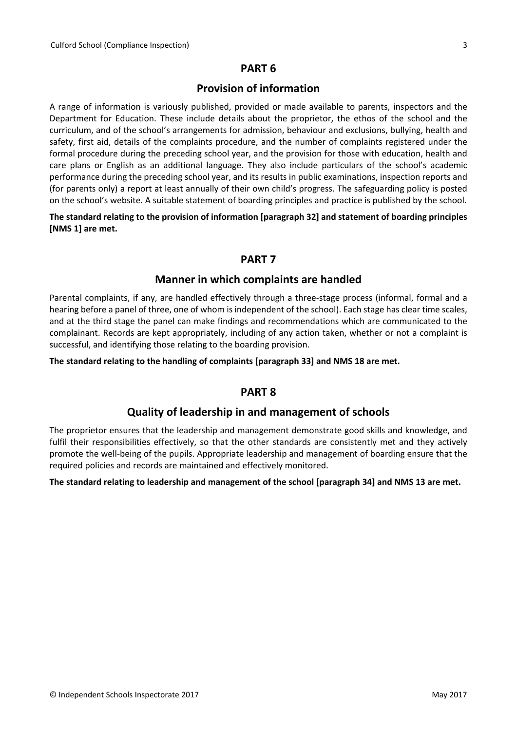## PART 6

### Provision of information

A range of information is variously published, provided or made available to parents, inspectors and the Department for Education. These include details about the proprietor, the ethos of the school and the curriculum, and of the school's arrangements for admission, behaviour and exclusions, bullying, health and safety, first aid, details of the complaints procedure, and the number of complaints registered under the formal procedure during the preceding school year, and the provision for those with education, health and care plans or English as an additional language. They also include particulars of the school's academic performance during the preceding school year, and its results in public examinations, inspection reports and (for parents only) a report at least annually of their own child's progress. The safeguarding policy is posted on the school's website. A suitable statement of boarding principles and practice is published by the school.

**The standard relating to the provision of information [paragraph 32] and statement of boarding principles [NMS 1] are met.**

## PART 7

### Manner in which complaints are handled

Parental complaints, if any, are handled effectively through a three-stage process (informal, formal and a hearing before a panel of three, one of whom is independent of the school). Each stage has clear time scales, and at the third stage the panel can make findings and recommendations which are communicated to the complainant. Records are kept appropriately, including of any action taken, whether or not a complaint is successful, and identifying those relating to the boarding provision.

**The standard relating to the handling of complaints [paragraph 33] and NMS 18 are met.**

## PART 8

### Quality of leadership in and management of schools

The proprietor ensures that the leadership and management demonstrate good skills and knowledge, and fulfil their responsibilities effectively, so that the other standards are consistently met and they actively promote the well-being of the pupils. Appropriate leadership and management of boarding ensure that the required policies and records are maintained and effectively monitored.

**The standard relating to leadership and management of the school [paragraph 34] and NMS 13 are met.**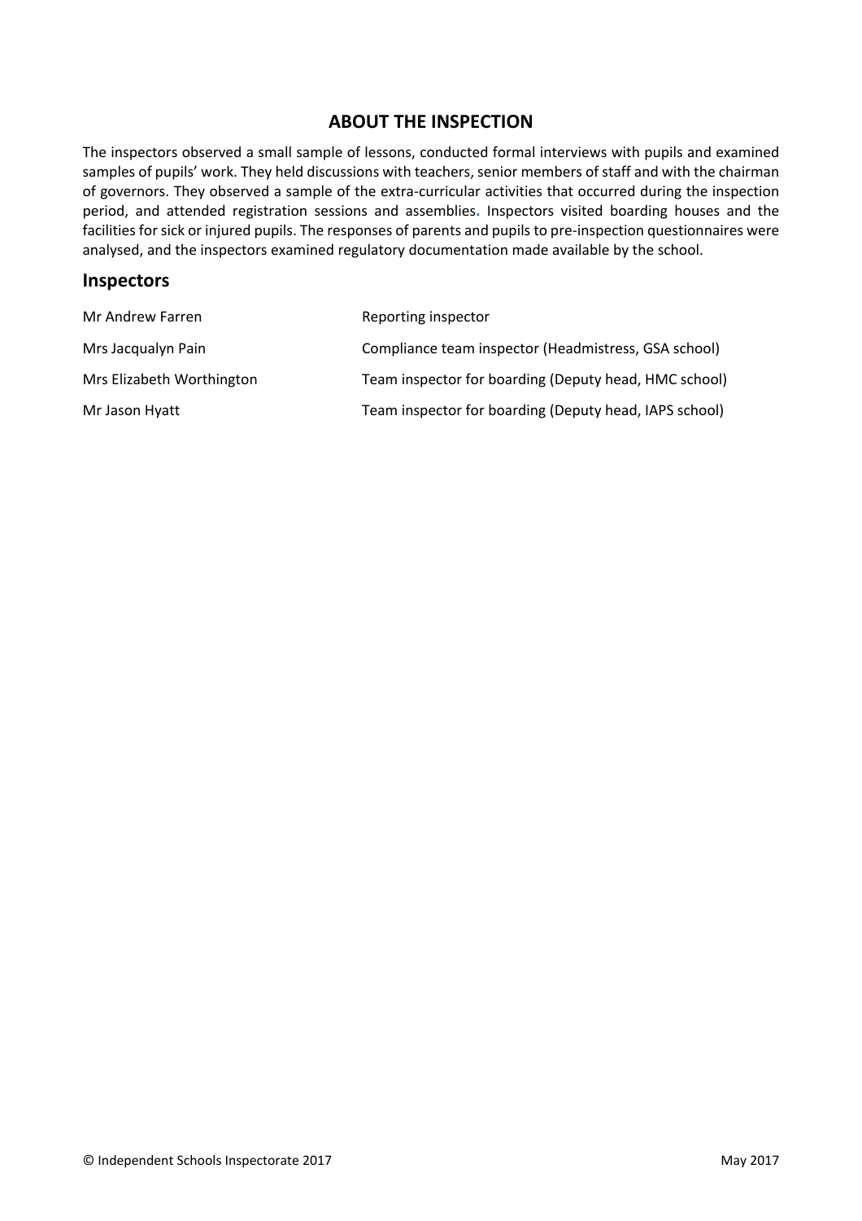## ABOUT THE INSPECTION

The inspectors observed a small sample of lessons, conducted formal interviews with pupils and examined samples of pupils' work. They held discussions with teachers, senior members of staff and with the chairman of governors. They observed a sample of the extra-curricular activities that occurred during the inspection period, and attended registration sessions and assemblies. Inspectors visited boarding houses and the facilities for sick or injured pupils. The responses of parents and pupils to pre-inspection questionnaires were analysed, and the inspectors examined regulatory documentation made available by the school.

## Inspectors

| | |
|---|---|
| Mr Andrew Farren | Reporting inspector |
| Mrs Jacqualyn Pain | Compliance team inspector (Headmistress, GSA school) |
| Mrs Elizabeth Worthington | Team inspector for boarding (Deputy head, HMC school) |
| Mr Jason Hyatt | Team inspector for boarding (Deputy head, IAPS school) |

© Independent Schools Inspectorate 2017

May 2017